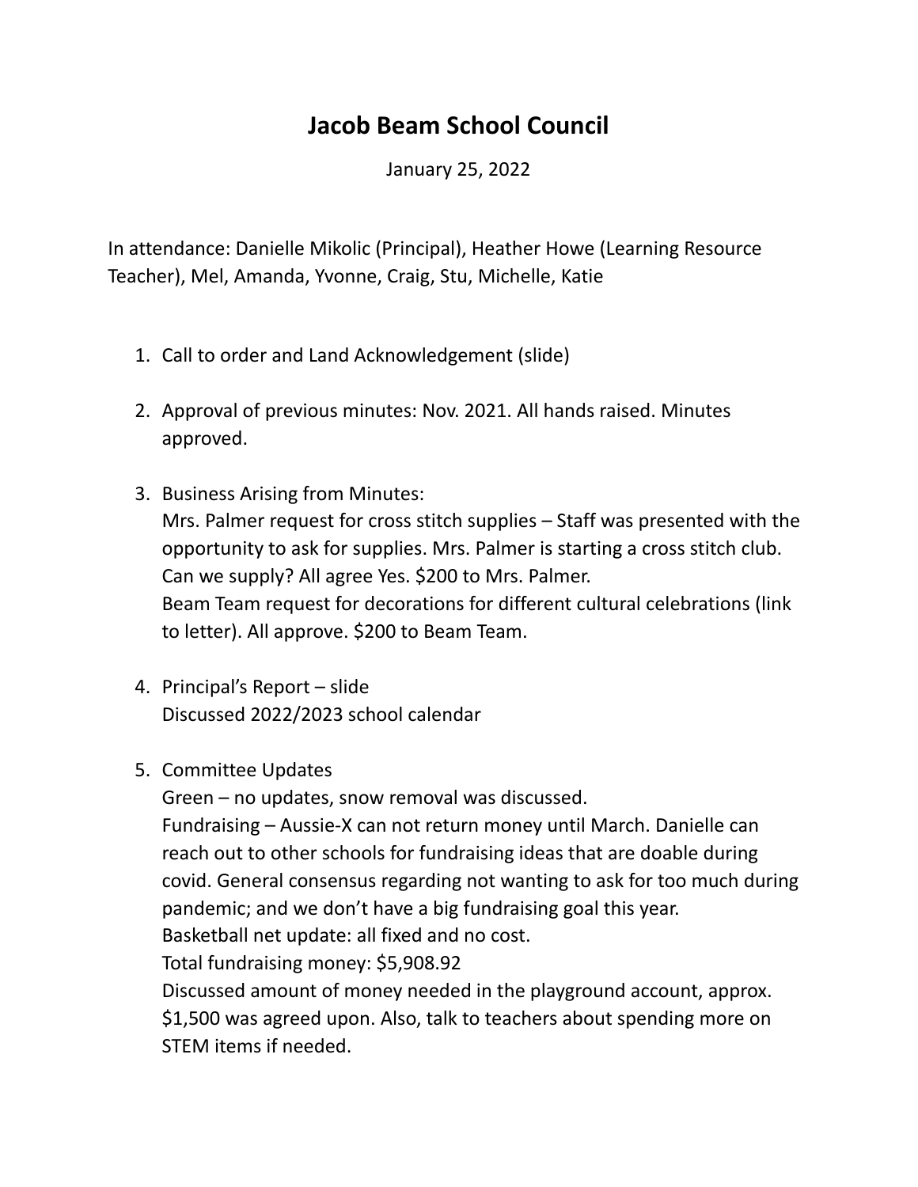# Jacob Beam School Council

January 25, 2022

In attendance: Danielle Mikolic (Principal), Heather Howe (Learning Resource Teacher), Mel, Amanda, Yvonne, Craig, Stu, Michelle, Katie

1. Call to order and Land Acknowledgement (slide)

2. Approval of previous minutes: Nov. 2021. All hands raised. Minutes approved.

3. Business Arising from Minutes:
   Mrs. Palmer request for cross stitch supplies – Staff was presented with the opportunity to ask for supplies. Mrs. Palmer is starting a cross stitch club. Can we supply? All agree Yes. $200 to Mrs. Palmer.
   Beam Team request for decorations for different cultural celebrations (link to letter). All approve. $200 to Beam Team.

4. Principal's Report – slide
   Discussed 2022/2023 school calendar

5. Committee Updates
   Green – no updates, snow removal was discussed.
   Fundraising – Aussie-X can not return money until March. Danielle can reach out to other schools for fundraising ideas that are doable during covid. General consensus regarding not wanting to ask for too much during pandemic; and we don't have a big fundraising goal this year.
   Basketball net update: all fixed and no cost.
   Total fundraising money: $5,908.92
   Discussed amount of money needed in the playground account, approx. $1,500 was agreed upon. Also, talk to teachers about spending more on STEM items if needed.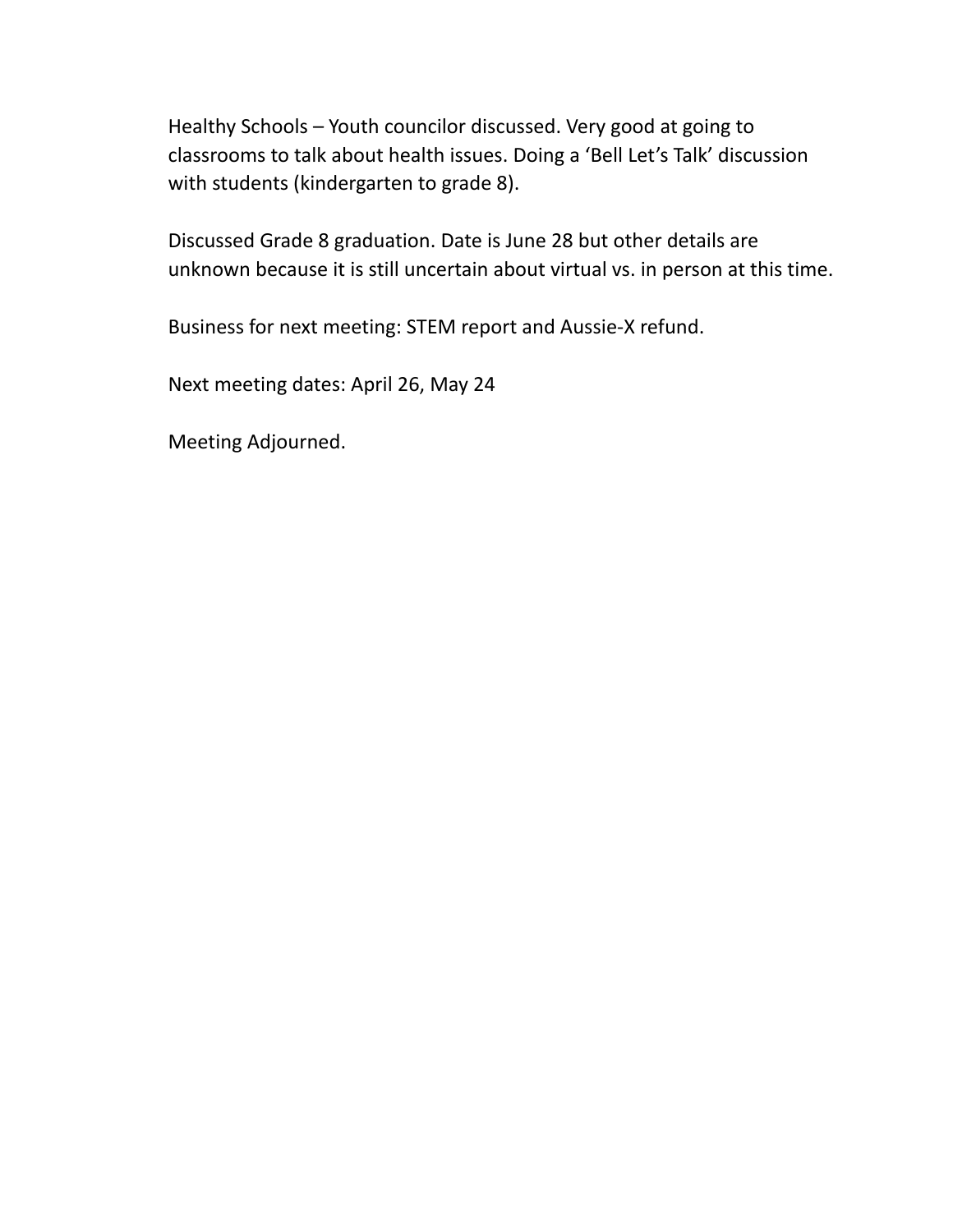Healthy Schools – Youth councilor discussed. Very good at going to classrooms to talk about health issues. Doing a 'Bell Let's Talk' discussion with students (kindergarten to grade 8).

Discussed Grade 8 graduation. Date is June 28 but other details are unknown because it is still uncertain about virtual vs. in person at this time.

Business for next meeting: STEM report and Aussie-X refund.

Next meeting dates: April 26, May 24

Meeting Adjourned.